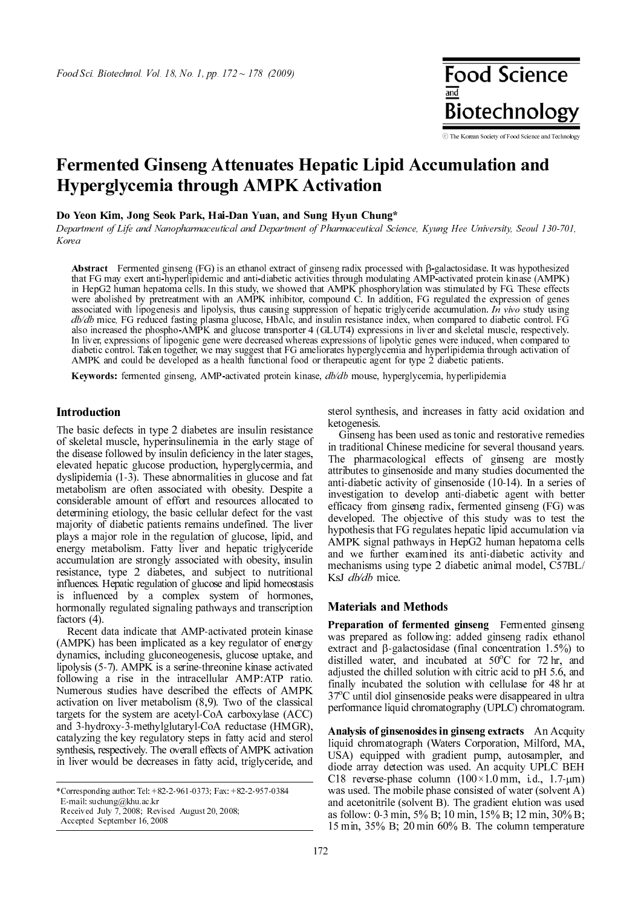# Fermented Ginseng Attenuates Hepatic Lipid Accumulation and Hyperglycemia through AMPK Activation

**Do Yeon Kim, Jong Seok Park, Hai-Dan Yuan, and Sung Hyun Chung***

*Department of Life and Nanopharmaceutical and Department of Pharmaceutical Science, Kyung Hee University, Seoul 130-701, Korea*

**Abstract** Fermented ginseng (FG) is an ethanol extract of ginseng radix processed with β-galactosidase. It was hypothesized that FG may exert anti-hyperlipidemic and anti-diabetic activities through modulating AMP-activated protein kinase (AMPK) in HepG2 human hepatoma cells. In this study, we showed that AMPK phosphorylation was stimulated by FG. These effects were abolished by pretreatment with an AMPK inhibitor, compound C. In addition, FG regulated the expression of genes associated with lipogenesis and lipolysis, thus causing suppression of hepatic triglyceride accumulation. *In vivo* study using *db/db* mice, FG reduced fasting plasma glucose, HbAlc, and insulin resistance index, when compared to diabetic control. FG also increased the phospho-AMPK and glucose transporter 4 (GLUT4) expressions in liver and skeletal muscle, respectively. In liver, expressions of lipogenic gene were decreased whereas expressions of lipolytic genes were induced, when compared to diabetic control. Taken together, we may suggest that FG ameliorates hyperglycemia and hyperlipidemia through activation of AMPK and could be developed as a health functional food or therapeutic agent for type 2 diabetic patients.

**Keywords:** fermented ginseng, AMP-activated protein kinase, *db/db* mouse, hyperglycemia, hyperlipidemia

## Introduction

The basic defects in type 2 diabetes are insulin resistance of skeletal muscle, hyperinsulinemia in the early stage of the disease followed by insulin deficiency in the later stages, elevated hepatic glucose production, hyperglycermia, and dyslipidemia (1-3). These abnormalities in glucose and fat metabolism are often associated with obesity. Despite a considerable amount of effort and resources allocated to determining etiology, the basic cellular defect for the vast majority of diabetic patients remains undefined. The liver plays a major role in the regulation of glucose, lipid, and energy metabolism. Fatty liver and hepatic triglyceride accumulation are strongly associated with obesity, insulin resistance, type 2 diabetes, and subject to nutritional influences. Hepatic regulation of glucose and lipid homeostasis is influenced by a complex system of hormones, hormonally regulated signaling pathways and transcription factors (4).

Recent data indicate that AMP-activated protein kinase (AMPK) has been implicated as a key regulator of energy dynamics, including gluconeogenesis, glucose uptake, and lipolysis (5-7). AMPK is a serine-threonine kinase activated following a rise in the intracellular AMP:ATP ratio. Numerous studies have described the effects of AMPK activation on liver metabolism (8,9). Two of the classical targets for the system are acetyl-CoA carboxylase (ACC) and 3-hydroxy-3-methylglutaryl-CoA reductase (HMGR), catalyzing the key regulatory steps in fatty acid and sterol synthesis, respectively. The overall effects of AMPK activation in liver would be decreases in fatty acid, triglyceride, and sterol synthesis, and increases in fatty acid oxidation and ketogenesis.

Ginseng has been used as tonic and restorative remedies in traditional Chinese medicine for several thousand years. The pharmacological effects of ginseng are mostly attributes to ginsenoside and many studies documented the anti-diabetic activity of ginsenoside (10-14). In a series of investigation to develop anti-diabetic agent with better efficacy from ginseng radix, fermented ginseng (FG) was developed. The objective of this study was to test the hypothesis that FG regulates hepatic lipid accumulation via AMPK signal pathways in HepG2 human hepatoma cells and we further examined its anti-diabetic activity and mechanisms using type 2 diabetic animal model, C57BL/KsJ *db/db* mice.

## Materials and Methods

**Preparation of fermented ginseng** Fermented ginseng was prepared as following: added ginseng radix ethanol extract and β-galactosidase (final concentration 1.5%) to distilled water, and incubated at 50°C for 72 hr, and adjusted the chilled solution with citric acid to pH 5.6, and finally incubated the solution with cellulase for 48 hr at 37°C until diol ginsenoside peaks were disappeared in ultra performance liquid chromatography (UPLC) chromatogram.

**Analysis of ginsenosides in ginseng extracts** An Acquity liquid chromatograph (Waters Corporation, Milford, MA, USA) equipped with gradient pump, autosampler, and diode array detection was used. An acquity UPLC BEH C18 reverse-phase column (100×1.0 mm, i.d., 1.7-μm) was used. The mobile phase consisted of water (solvent A) and acetonitrile (solvent B). The gradient elution was used as follow: 0-3 min, 5% B; 10 min, 15% B; 12 min, 30% B; 15 min, 35% B; 20 min 60% B. The column temperature

*Corresponding author: Tel: +82-2-961-0373; Fax: +82-2-957-0384
E-mail: suchung@khu.ac.kr
Received July 7, 2008; Revised August 20, 2008;
Accepted September 16, 2008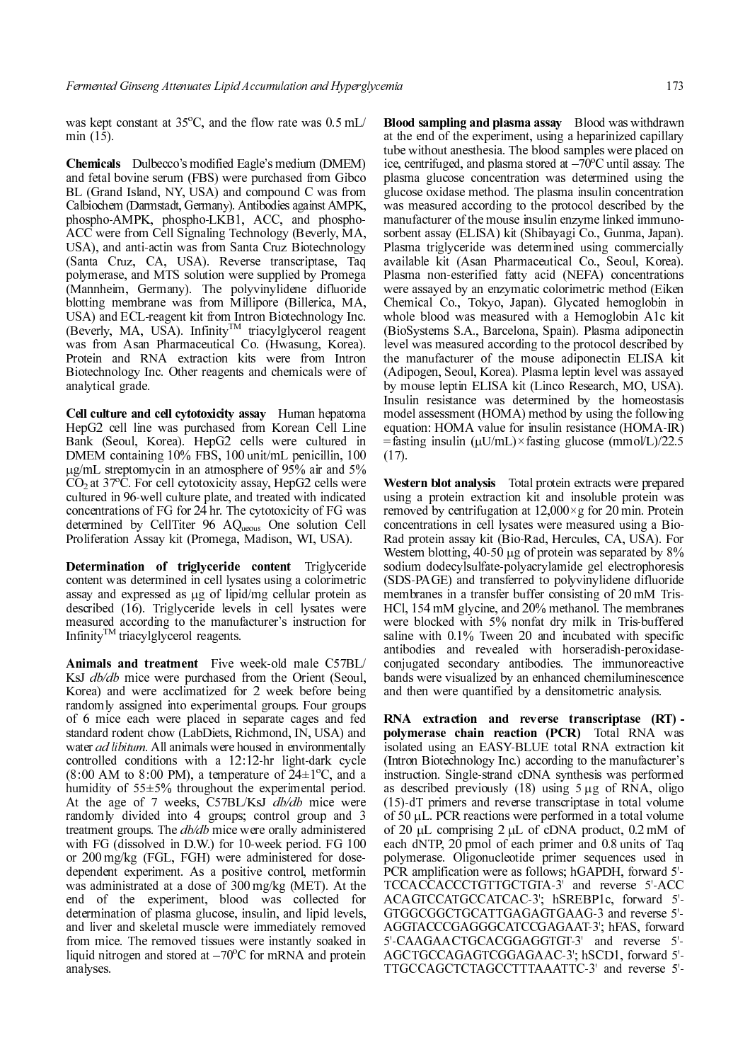was kept constant at 35°C, and the flow rate was 0.5 mL/min (15).

**Chemicals** Dulbecco's modified Eagle's medium (DMEM) and fetal bovine serum (FBS) were purchased from Gibco BL (Grand Island, NY, USA) and compound C was from Calbiochem (Darmstadt, Germany). Antibodies against AMPK, phospho-AMPK, phospho-LKB1, ACC, and phospho-ACC were from Cell Signaling Technology (Beverly, MA, USA), and anti-actin was from Santa Cruz Biotechnology (Santa Cruz, CA, USA). Reverse transcriptase, Taq polymerase, and MTS solution were supplied by Promega (Mannheim, Germany). The polyvinylidene difluoride blotting membrane was from Millipore (Billerica, MA, USA) and ECL-reagent kit from Intron Biotechnology Inc. (Beverly, MA, USA). Infinity™ triacylglycerol reagent was from Asan Pharmaceutical Co. (Hwasung, Korea). Protein and RNA extraction kits were from Intron Biotechnology Inc. Other reagents and chemicals were of analytical grade.

**Cell culture and cell cytotoxicity assay** Human hepatoma HepG2 cell line was purchased from Korean Cell Line Bank (Seoul, Korea). HepG2 cells were cultured in DMEM containing 10% FBS, 100 unit/mL penicillin, 100 μg/mL streptomycin in an atmosphere of 95% air and 5% $CO_2$ at 37°C. For cell cytotoxicity assay, HepG2 cells were cultured in 96-well culture plate, and treated with indicated concentrations of FG for 24 hr. The cytotoxicity of FG was determined by CellTiter 96 $AQ_{ueous}$ One solution Cell Proliferation Assay kit (Promega, Madison, WI, USA).

**Determination of triglyceride content** Triglyceride content was determined in cell lysates using a colorimetric assay and expressed as μg of lipid/mg cellular protein as described (16). Triglyceride levels in cell lysates were measured according to the manufacturer's instruction for Infinity™ triacylglycerol reagents.

**Animals and treatment** Five week-old male C57BL/KsJ *db/db* mice were purchased from the Orient (Seoul, Korea) and were acclimatized for 2 week before being randomly assigned into experimental groups. Four groups of 6 mice each were placed in separate cages and fed standard rodent chow (LabDiets, Richmond, IN, USA) and water *ad libitum*. All animals were housed in environmentally controlled conditions with a 12:12-hr light-dark cycle (8:00 AM to 8:00 PM), a temperature of 24±1°C, and a humidity of 55±5% throughout the experimental period. At the age of 7 weeks, C57BL/KsJ *db/db* mice were randomly divided into 4 groups; control group and 3 treatment groups. The *db/db* mice were orally administered with FG (dissolved in D.W.) for 10-week period. FG 100 or 200 mg/kg (FGL, FGH) were administered for dose-dependent experiment. As a positive control, metformin was administrated at a dose of 300 mg/kg (MET). At the end of the experiment, blood was collected for determination of plasma glucose, insulin, and lipid levels, and liver and skeletal muscle were immediately removed from mice. The removed tissues were instantly soaked in liquid nitrogen and stored at −70°C for mRNA and protein analyses.

**Blood sampling and plasma assay** Blood was withdrawn at the end of the experiment, using a heparinized capillary tube without anesthesia. The blood samples were placed on ice, centrifuged, and plasma stored at −70°C until assay. The plasma glucose concentration was determined using the glucose oxidase method. The plasma insulin concentration was measured according to the protocol described by the manufacturer of the mouse insulin enzyme linked immunosorbent assay (ELISA) kit (Shibayagi Co., Gunma, Japan). Plasma triglyceride was determined using commercially available kit (Asan Pharmaceutical Co., Seoul, Korea). Plasma non-esterified fatty acid (NEFA) concentrations were assayed by an enzymatic colorimetric method (Eiken Chemical Co., Tokyo, Japan). Glycated hemoglobin in whole blood was measured with a Hemoglobin A1c kit (BioSystems S.A., Barcelona, Spain). Plasma adiponectin level was measured according to the protocol described by the manufacturer of the mouse adiponectin ELISA kit (Adipogen, Seoul, Korea). Plasma leptin level was assayed by mouse leptin ELISA kit (Linco Research, MO, USA). Insulin resistance was determined by the homeostasis model assessment (HOMA) method by using the following equation: HOMA value for insulin resistance (HOMA-IR) = fasting insulin (μU/mL) × fasting glucose (mmol/L)/22.5 (17).

**Western blot analysis** Total protein extracts were prepared using a protein extraction kit and insoluble protein was removed by centrifugation at 12,000×g for 20 min. Protein concentrations in cell lysates were measured using a Bio-Rad protein assay kit (Bio-Rad, Hercules, CA, USA). For Western blotting, 40-50 μg of protein was separated by 8% sodium dodecylsulfate-polyacrylamide gel electrophoresis (SDS-PAGE) and transferred to polyvinylidene difluoride membranes in a transfer buffer consisting of 20 mM Tris-HCl, 154 mM glycine, and 20% methanol. The membranes were blocked with 5% nonfat dry milk in Tris-buffered saline with 0.1% Tween 20 and incubated with specific antibodies and revealed with horseradish-peroxidase-conjugated secondary antibodies. The immunoreactive bands were visualized by an enhanced chemiluminescence and then were quantified by a densitometric analysis.

**RNA extraction and reverse transcriptase (RT) - polymerase chain reaction (PCR)** Total RNA was isolated using an EASY-BLUE total RNA extraction kit (Intron Biotechnology Inc.) according to the manufacturer's instruction. Single-strand cDNA synthesis was performed as described previously (18) using 5 μg of RNA, oligo (15)-dT primers and reverse transcriptase in total volume of 50 μL. PCR reactions were performed in a total volume of 20 μL comprising 2 μL of cDNA product, 0.2 mM of each dNTP, 20 pmol of each primer and 0.8 units of Taq polymerase. Oligonucleotide primer sequences used in PCR amplification were as follows; hGAPDH, forward 5'-TCCACCACCCTGTTGCTGTA-3' and reverse 5'-ACCACAGTCCATGCCATCAC-3'; hSREBP1c, forward 5'-GTGGCGGCTGCATTGAGAGTGAAG-3 and reverse 5'-AGGTACCCGAGGGCATCCGAGAAT-3'; hFAS, forward 5'-CAAGAACTGCACGGAGGTGT-3' and reverse 5'-AGCTGCCAGAGTCGGAGAAC-3'; hSCD1, forward 5'-TTGCCAGCTCTAGCCTTTAAATTC-3' and reverse 5'-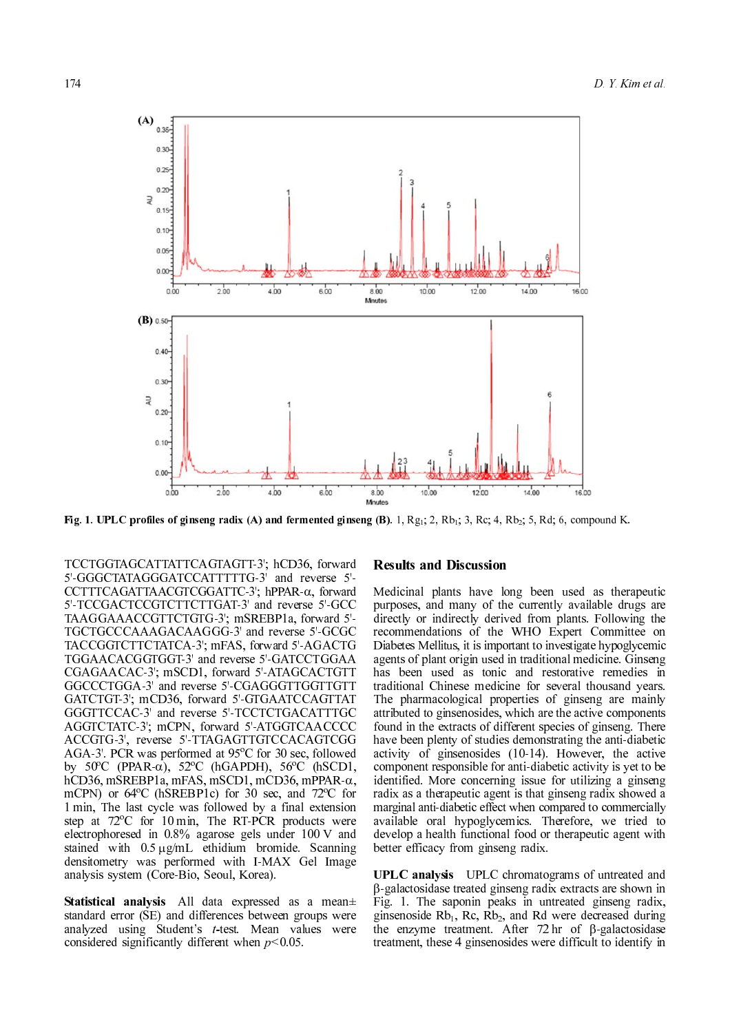**Fig. 1. UPLC profiles of ginseng radix (A) and fermented ginseng (B).** 1, $Rg_1$; 2, $Rb_1$; 3, Rc; 4, $Rb_2$; 5, Rd; 6, compound K.

TCCTGGTAGCATTATTCAGTAGTT-3'; hCD36, forward 5'-GGGCTATAGGGATCCATTTTTG-3' and reverse 5'-CCTTTCAGATTAACGTCGGATTC-3'; hPPAR-α, forward 5'-TCCGACTCCGTCTTCTTGAT-3' and reverse 5'-GCCTAAGGAAACCGTTCTGTG-3'; mSREBP1a, forward 5'-TGCTGCCCAAAGACAAGGG-3' and reverse 5'-GCGCTACCGGTCTTCTATCA-3'; mFAS, forward 5'-AGACTGTGGAACACGGTGGT-3' and reverse 5'-GATCCTGGAACGAGAACAC-3'; mSCD1, forward 5'-ATAGCACTGTTGGCCCTGGA-3' and reverse 5'-CGAGGGTTGGTTGTTGATCTGT-3'; mCD36, forward 5'-GTGAATCCAGTTATGGGTTCCAC-3' and reverse 5'-TCCTCTGACATTTGCAGGTCTATC-3'; mCPN, forward 5'-ATGGTCAACCCCACCGTG-3', reverse 5'-TTAGAGTTGTCCACAGTCGGAGA-3'. PCR was performed at 95°C for 30 sec, followed by 50°C (PPAR-α), 52°C (hGAPDH), 56°C (hSCD1, hCD36, mSREBP1a, mFAS, mSCD1, mCD36, mPPAR-α, mCPN) or 64°C (hSREBP1c) for 30 sec, and 72°C for 1 min, The last cycle was followed by a final extension step at 72°C for 10 min, The RT-PCR products were electrophoresed in 0.8% agarose gels under 100 V and stained with 0.5 μg/mL ethidium bromide. Scanning densitometry was performed with I-MAX Gel Image analysis system (Core-Bio, Seoul, Korea).

**Statistical analysis** All data expressed as a mean± standard error (SE) and differences between groups were analyzed using Student's *t*-test. Mean values were considered significantly different when $p<0.05$.

## Results and Discussion

Medicinal plants have long been used as therapeutic purposes, and many of the currently available drugs are directly or indirectly derived from plants. Following the recommendations of the WHO Expert Committee on Diabetes Mellitus, it is important to investigate hypoglycemic agents of plant origin used in traditional medicine. Ginseng has been used as tonic and restorative remedies in traditional Chinese medicine for several thousand years. The pharmacological properties of ginseng are mainly attributed to ginsenosides, which are the active components found in the extracts of different species of ginseng. There have been plenty of studies demonstrating the anti-diabetic activity of ginsenosides (10-14). However, the active component responsible for anti-diabetic activity is yet to be identified. More concerning issue for utilizing a ginseng radix as a therapeutic agent is that ginseng radix showed a marginal anti-diabetic effect when compared to commercially available oral hypoglycemics. Therefore, we tried to develop a health functional food or therapeutic agent with better efficacy from ginseng radix.

**UPLC analysis** UPLC chromatograms of untreated and β-galactosidase treated ginseng radix extracts are shown in Fig. 1. The saponin peaks in untreated ginseng radix, ginsenoside $Rb_1$, Rc, $Rb_2$, and Rd were decreased during the enzyme treatment. After 72 hr of β-galactosidase treatment, these 4 ginsenosides were difficult to identify in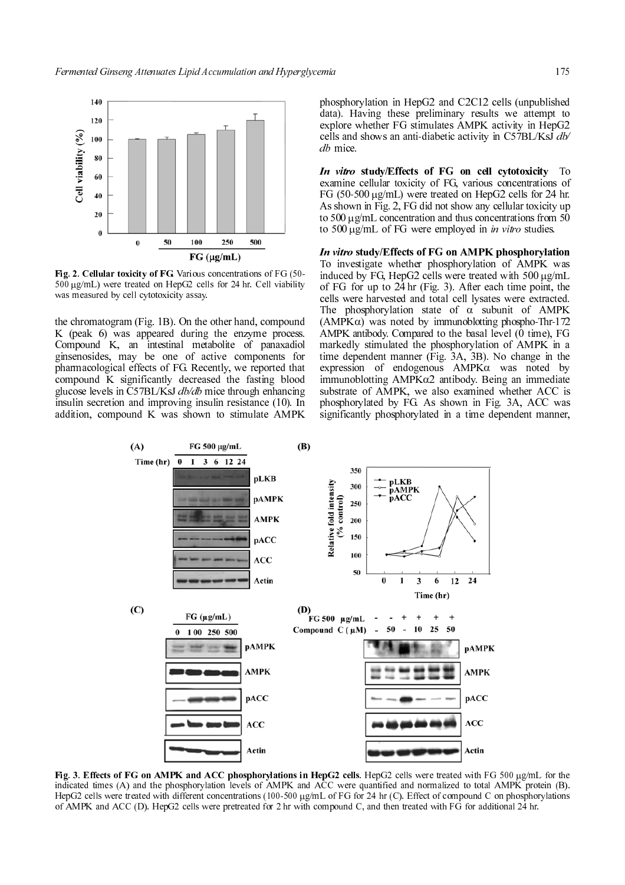Fig. 2. **Cellular toxicity of FG.** Various concentrations of FG (50-500 μg/mL) were treated on HepG2 cells for 24 hr. Cell viability was measured by cell cytotoxicity assay.

the chromatogram (Fig. 1B). On the other hand, compound K (peak 6) was appeared during the enzyme process. Compound K, an intestinal metabolite of panaxadiol ginsenosides, may be one of active components for pharmacological effects of FG. Recently, we reported that compound K significantly decreased the fasting blood glucose levels in C57BL/KsJ *db/db* mice through enhancing insulin secretion and improving insulin resistance (10). In addition, compound K was shown to stimulate AMPK phosphorylation in HepG2 and C2C12 cells (unpublished data). Having these preliminary results we attempt to explore whether FG stimulates AMPK activity in HepG2 cells and shows an anti-diabetic activity in C57BL/KsJ *db/db* mice.

***In vitro*** **study/Effects of FG on cell cytotoxicity** To examine cellular toxicity of FG, various concentrations of FG (50-500 μg/mL) were treated on HepG2 cells for 24 hr. As shown in Fig. 2, FG did not show any cellular toxicity up to 500 μg/mL concentration and thus concentrations from 50 to 500 μg/mL of FG were employed in *in vitro* studies.

***In vitro*** **study/Effects of FG on AMPK phosphorylation** To investigate whether phosphorylation of AMPK was induced by FG, HepG2 cells were treated with 500 μg/mL of FG for up to 24 hr (Fig. 3). After each time point, the cells were harvested and total cell lysates were extracted. The phosphorylation state of α subunit of AMPK (AMPKα) was noted by immunoblotting phospho-Thr-172 AMPK antibody. Compared to the basal level (0 time), FG markedly stimulated the phosphorylation of AMPK in a time dependent manner (Fig. 3A, 3B). No change in the expression of endogenous AMPKα was noted by immunoblotting AMPKα2 antibody. Being an immediate substrate of AMPK, we also examined whether ACC is phosphorylated by FG. As shown in Fig. 3A, ACC was significantly phosphorylated in a time dependent manner,

**Fig. 3. Effects of FG on AMPK and ACC phosphorylations in HepG2 cells.** HepG2 cells were treated with FG 500 μg/mL for the indicated times (A) and the phosphorylation levels of AMPK and ACC were quantified and normalized to total AMPK protein (B). HepG2 cells were treated with different concentrations (100-500 μg/mL of FG for 24 hr (C). Effect of compound C on phosphorylations of AMPK and ACC (D). HepG2 cells were pretreated for 2 hr with compound C, and then treated with FG for additional 24 hr.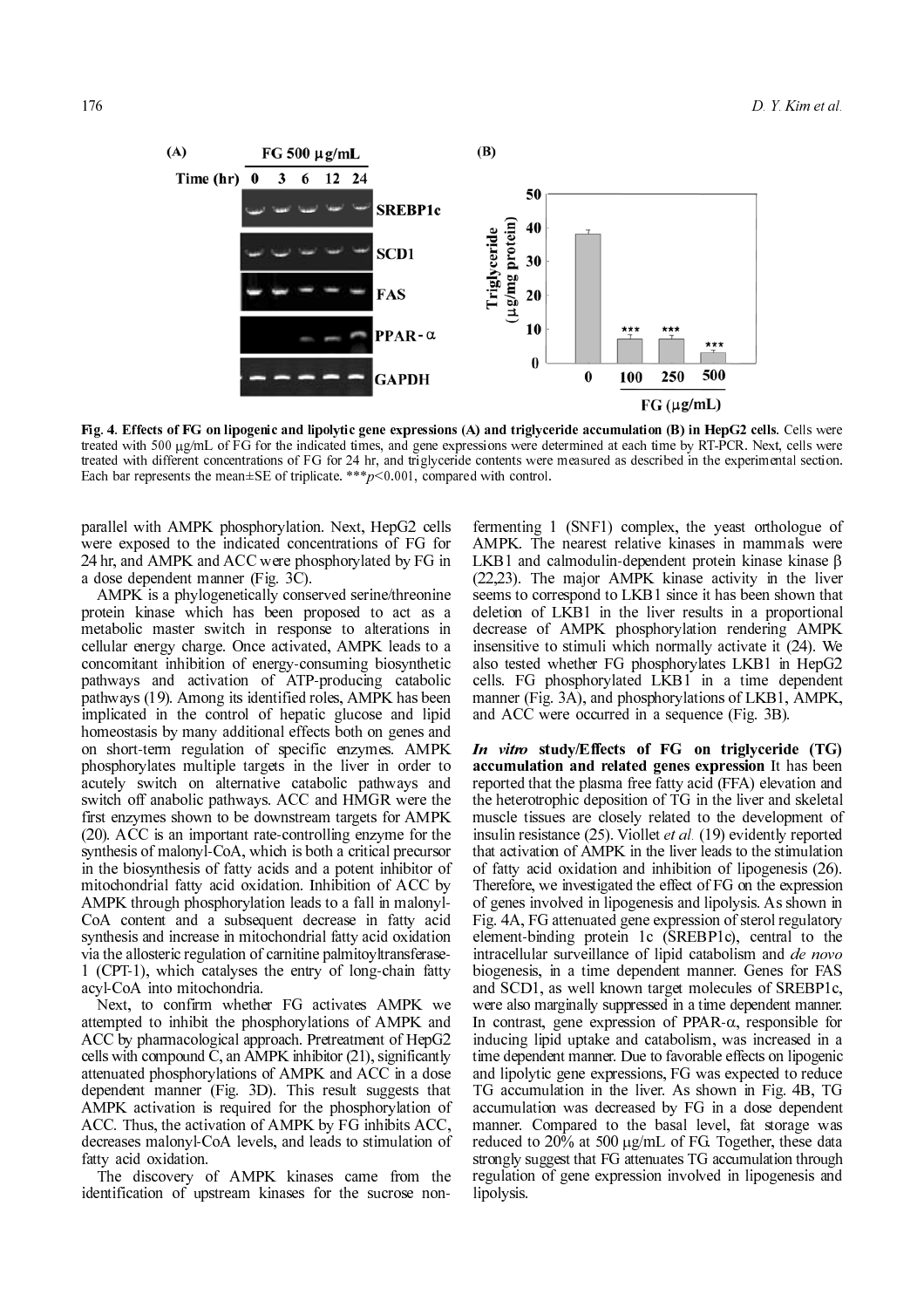**Fig. 4. Effects of FG on lipogenic and lipolytic gene expressions (A) and triglyceride accumulation (B) in HepG2 cells.** Cells were treated with 500 μg/mL of FG for the indicated times, and gene expressions were determined at each time by RT-PCR. Next, cells were treated with different concentrations of FG for 24 hr, and triglyceride contents were measured as described in the experimental section. Each bar represents the mean±SE of triplicate. ***$p<0.001$, compared with control.

parallel with AMPK phosphorylation. Next, HepG2 cells were exposed to the indicated concentrations of FG for 24 hr, and AMPK and ACC were phosphorylated by FG in a dose dependent manner (Fig. 3C).

AMPK is a phylogenetically conserved serine/threonine protein kinase which has been proposed to act as a metabolic master switch in response to alterations in cellular energy charge. Once activated, AMPK leads to a concomitant inhibition of energy-consuming biosynthetic pathways and activation of ATP-producing catabolic pathways (19). Among its identified roles, AMPK has been implicated in the control of hepatic glucose and lipid homeostasis by many additional effects both on genes and on short-term regulation of specific enzymes. AMPK phosphorylates multiple targets in the liver in order to acutely switch on alternative catabolic pathways and switch off anabolic pathways. ACC and HMGR were the first enzymes shown to be downstream targets for AMPK (20). ACC is an important rate-controlling enzyme for the synthesis of malonyl-CoA, which is both a critical precursor in the biosynthesis of fatty acids and a potent inhibitor of mitochondrial fatty acid oxidation. Inhibition of ACC by AMPK through phosphorylation leads to a fall in malonyl-CoA content and a subsequent decrease in fatty acid synthesis and increase in mitochondrial fatty acid oxidation via the allosteric regulation of carnitine palmitoyltransferase-1 (CPT-1), which catalyses the entry of long-chain fatty acyl-CoA into mitochondria.

Next, to confirm whether FG activates AMPK we attempted to inhibit the phosphorylations of AMPK and ACC by pharmacological approach. Pretreatment of HepG2 cells with compound C, an AMPK inhibitor (21), significantly attenuated phosphorylations of AMPK and ACC in a dose dependent manner (Fig. 3D). This result suggests that AMPK activation is required for the phosphorylation of ACC. Thus, the activation of AMPK by FG inhibits ACC, decreases malonyl-CoA levels, and leads to stimulation of fatty acid oxidation.

The discovery of AMPK kinases came from the identification of upstream kinases for the sucrose non-fermenting 1 (SNF1) complex, the yeast orthologue of AMPK. The nearest relative kinases in mammals were LKB1 and calmodulin-dependent protein kinase kinase β (22,23). The major AMPK kinase activity in the liver seems to correspond to LKB1 since it has been shown that deletion of LKB1 in the liver results in a proportional decrease of AMPK phosphorylation rendering AMPK insensitive to stimuli which normally activate it (24). We also tested whether FG phosphorylates LKB1 in HepG2 cells. FG phosphorylated LKB1 in a time dependent manner (Fig. 3A), and phosphorylations of LKB1, AMPK, and ACC were occurred in a sequence (Fig. 3B).

***In vitro* study/Effects of FG on triglyceride (TG) accumulation and related genes expression** It has been reported that the plasma free fatty acid (FFA) elevation and the heterotrophic deposition of TG in the liver and skeletal muscle tissues are closely related to the development of insulin resistance (25). Viollet *et al.* (19) evidently reported that activation of AMPK in the liver leads to the stimulation of fatty acid oxidation and inhibition of lipogenesis (26). Therefore, we investigated the effect of FG on the expression of genes involved in lipogenesis and lipolysis. As shown in Fig. 4A, FG attenuated gene expression of sterol regulatory element-binding protein 1c (SREBP1c), central to the intracellular surveillance of lipid catabolism and *de novo* biogenesis, in a time dependent manner. Genes for FAS and SCD1, as well known target molecules of SREBP1c, were also marginally suppressed in a time dependent manner. In contrast, gene expression of PPAR-α, responsible for inducing lipid uptake and catabolism, was increased in a time dependent manner. Due to favorable effects on lipogenic and lipolytic gene expressions, FG was expected to reduce TG accumulation in the liver. As shown in Fig. 4B, TG accumulation was decreased by FG in a dose dependent manner. Compared to the basal level, fat storage was reduced to 20% at 500 μg/mL of FG. Together, these data strongly suggest that FG attenuates TG accumulation through regulation of gene expression involved in lipogenesis and lipolysis.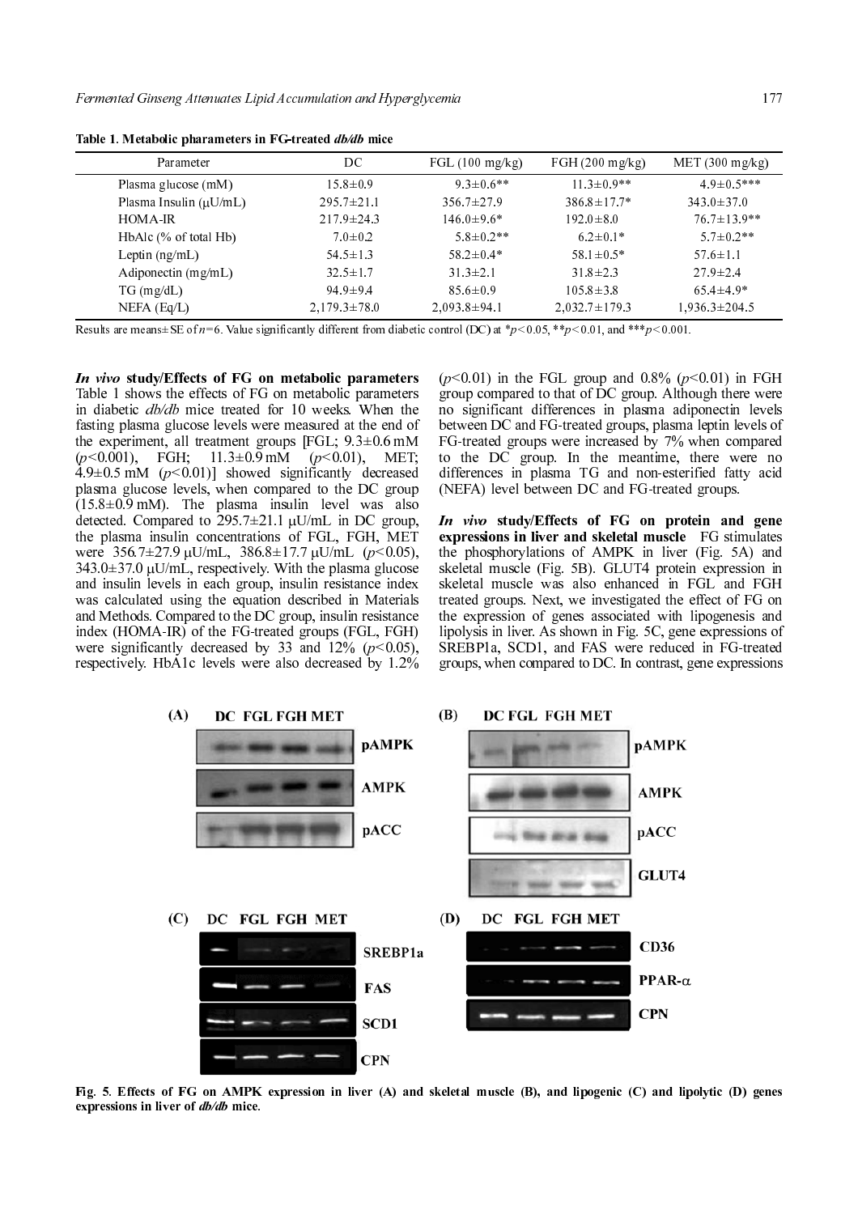**Table 1. Metabolic pharameters in FG-treated *db/db* mice**

| Parameter | DC | FGL (100 mg/kg) | FGH (200 mg/kg) | MET (300 mg/kg) |
|---|---|---|---|---|
| Plasma glucose (mM) | 15.8±0.9 | 9.3±0.6** | 11.3±0.9** | 4.9±0.5*** |
| Plasma Insulin (μU/mL) | 295.7±21.1 | 356.7±27.9 | 386.8±17.7* | 343.0±37.0 |
| HOMA-IR | 217.9±24.3 | 146.0±9.6* | 192.0±8.0 | 76.7±13.9** |
| HbAlc (% of total Hb) | 7.0±0.2 | 5.8±0.2** | 6.2±0.1* | 5.7±0.2** |
| Leptin (ng/mL) | 54.5±1.3 | 58.2±0.4* | 58.1±0.5* | 57.6±1.1 |
| Adiponectin (mg/mL) | 32.5±1.7 | 31.3±2.1 | 31.8±2.3 | 27.9±2.4 |
| TG (mg/dL) | 94.9±9.4 | 85.6±0.9 | 105.8±3.8 | 65.4±4.9* |
| NEFA (Eq/L) | 2,179.3±78.0 | 2,093.8±94.1 | 2,032.7±179.3 | 1,936.3±204.5 |

Results are means± SE of $n=6$. Value significantly different from diabetic control (DC) at $*p<0.05$, $**p<0.01$, and $***p<0.001$.

***In vivo* study/Effects of FG on metabolic parameters** Table 1 shows the effects of FG on metabolic parameters in diabetic *db/db* mice treated for 10 weeks. When the fasting plasma glucose levels were measured at the end of the experiment, all treatment groups [FGL; 9.3±0.6 mM ($p<0.001$), FGH; 11.3±0.9 mM ($p<0.01$), MET; 4.9±0.5 mM ($p<0.01$)] showed significantly decreased plasma glucose levels, when compared to the DC group (15.8±0.9 mM). The plasma insulin level was also detected. Compared to 295.7±21.1 μU/mL in DC group, the plasma insulin concentrations of FGL, FGH, MET were 356.7±27.9 μU/mL, 386.8±17.7 μU/mL ($p<0.05$), 343.0±37.0 μU/mL, respectively. With the plasma glucose and insulin levels in each group, insulin resistance index was calculated using the equation described in Materials and Methods. Compared to the DC group, insulin resistance index (HOMA-IR) of the FG-treated groups (FGL, FGH) were significantly decreased by 33 and 12% ($p<0.05$), respectively. HbA1c levels were also decreased by 1.2% ($p<0.01$) in the FGL group and 0.8% ($p<0.01$) in FGH group compared to that of DC group. Although there were no significant differences in plasma adiponectin levels between DC and FG-treated groups, plasma leptin levels of FG-treated groups were increased by 7% when compared to the DC group. In the meantime, there were no differences in plasma TG and non-esterified fatty acid (NEFA) level between DC and FG-treated groups.

***In vivo* study/Effects of FG on protein and gene expressions in liver and skeletal muscle** FG stimulates the phosphorylations of AMPK in liver (Fig. 5A) and skeletal muscle (Fig. 5B). GLUT4 protein expression in skeletal muscle was also enhanced in FGL and FGH treated groups. Next, we investigated the effect of FG on the expression of genes associated with lipogenesis and lipolysis in liver. As shown in Fig. 5C, gene expressions of SREBP1a, SCD1, and FAS were reduced in FG-treated groups, when compared to DC. In contrast, gene expressions

**Fig. 5. Effects of FG on AMPK expression in liver (A) and skeletal muscle (B), and lipogenic (C) and lipolytic (D) genes expressions in liver of *db/db* mice.**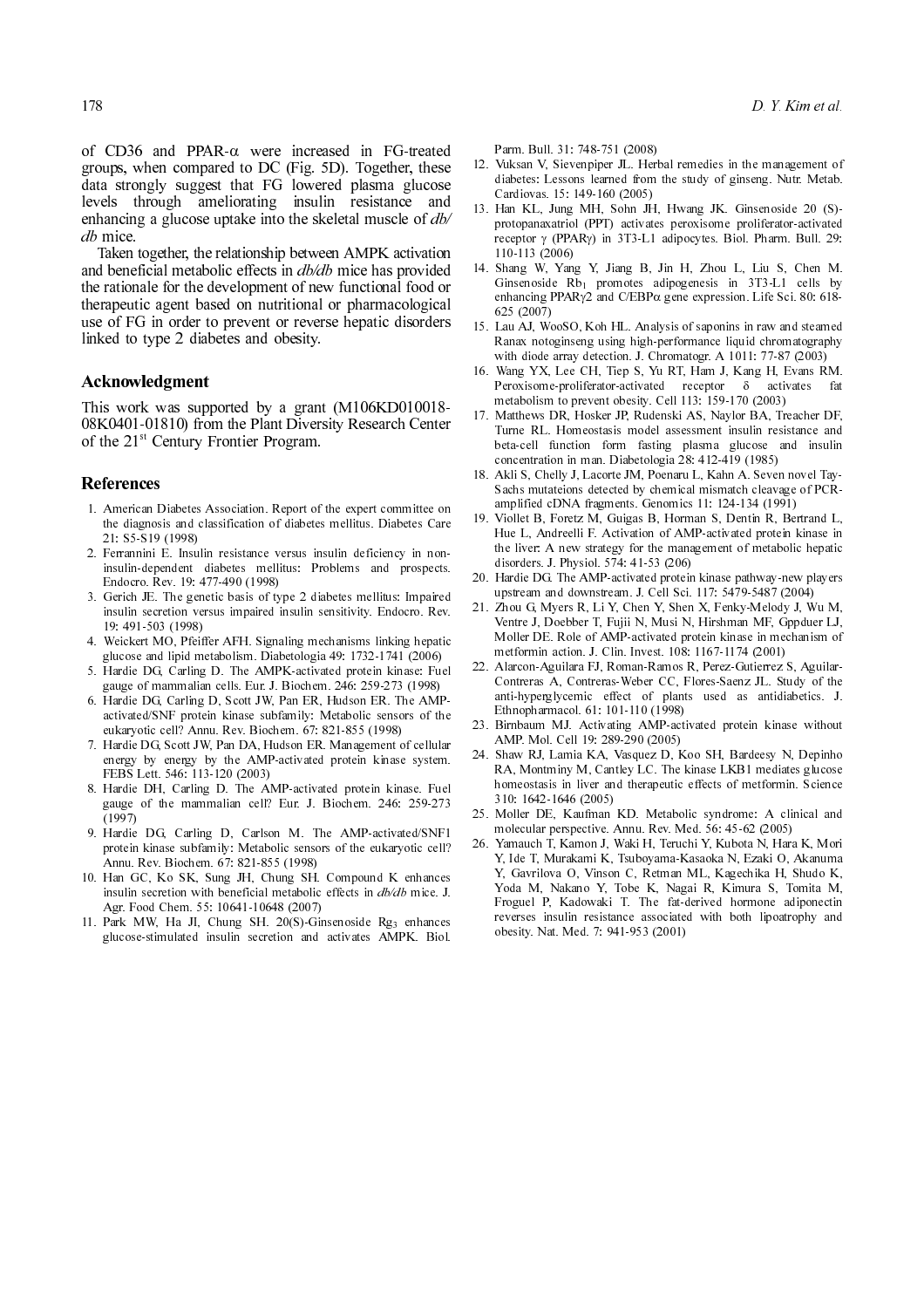of CD36 and PPAR-α were increased in FG-treated groups, when compared to DC (Fig. 5D). Together, these data strongly suggest that FG lowered plasma glucose levels through ameliorating insulin resistance and enhancing a glucose uptake into the skeletal muscle of *db/db* mice.

Taken together, the relationship between AMPK activation and beneficial metabolic effects in *db/db* mice has provided the rationale for the development of new functional food or therapeutic agent based on nutritional or pharmacological use of FG in order to prevent or reverse hepatic disorders linked to type 2 diabetes and obesity.

## Acknowledgment

This work was supported by a grant (M106KD010018-08K0401-01810) from the Plant Diversity Research Center of the 21st Century Frontier Program.

## References

1. American Diabetes Association. Report of the expert committee on the diagnosis and classification of diabetes mellitus. Diabetes Care 21: S5-S19 (1998)
2. Ferrannini E. Insulin resistance versus insulin deficiency in non-insulin-dependent diabetes mellitus: Problems and prospects. Endocro. Rev. 19: 477-490 (1998)
3. Gerich JE. The genetic basis of type 2 diabetes mellitus: Impaired insulin secretion versus impaired insulin sensitivity. Endocro. Rev. 19: 491-503 (1998)
4. Weickert MO, Pfeiffer AFH. Signaling mechanisms linking hepatic glucose and lipid metabolism. Diabetologia 49: 1732-1741 (2006)
5. Hardie DG, Carling D. The AMPK-activated protein kinase: Fuel gauge of mammalian cells. Eur. J. Biochem. 246: 259-273 (1998)
6. Hardie DG, Carling D, Scott JW, Pan ER, Hudson ER. The AMP-activated/SNF protein kinase subfamily: Metabolic sensors of the eukaryotic cell? Annu. Rev. Biochem. 67: 821-855 (1998)
7. Hardie DG, Scott JW, Pan DA, Hudson ER. Management of cellular energy by energy by the AMP-activated protein kinase system. FEBS Lett. 546: 113-120 (2003)
8. Hardie DH, Carling D. The AMP-activated protein kinase. Fuel gauge of the mammalian cell? Eur. J. Biochem. 246: 259-273 (1997)
9. Hardie DG, Carling D, Carlson M. The AMP-activated/SNF1 protein kinase subfamily: Metabolic sensors of the eukaryotic cell? Annu. Rev. Biochem. 67: 821-855 (1998)
10. Han GC, Ko SK, Sung JH, Chung SH. Compound K enhances insulin secretion with beneficial metabolic effects in *db/db* mice. J. Agr. Food Chem. 55: 10641-10648 (2007)
11. Park MW, Ha JI, Chung SH. 20(S)-Ginsenoside $Rg_3$ enhances glucose-stimulated insulin secretion and activates AMPK. Biol. Parm. Bull. 31: 748-751 (2008)
12. Vuksan V, Sievenpiper JL. Herbal remedies in the management of diabetes: Lessons learned from the study of ginseng. Nutr. Metab. Cardiovas. 15: 149-160 (2005)
13. Han KL, Jung MH, Sohn JH, Hwang JK. Ginsenoside 20 (S)-protopanaxatriol (PPT) activates peroxisome proliferator-activated receptor γ (PPARγ) in 3T3-L1 adipocytes. Biol. Pharm. Bull. 29: 110-113 (2006)
14. Shang W, Yang Y, Jiang B, Jin H, Zhou L, Liu S, Chen M. Ginsenoside $Rb_1$ promotes adipogenesis in 3T3-L1 cells by enhancing PPARγ2 and C/EBPα gene expression. Life Sci. 80: 618-625 (2007)
15. Lau AJ, WooSO, Koh HL. Analysis of saponins in raw and steamed Ranax notoginseng using high-performance liquid chromatography with diode array detection. J. Chromatogr. A 1011: 77-87 (2003)
16. Wang YX, Lee CH, Tiep S, Yu RT, Ham J, Kang H, Evans RM. Peroxisome-proliferator-activated receptor δ activates fat metabolism to prevent obesity. Cell 113: 159-170 (2003)
17. Matthews DR, Hosker JP, Rudenski AS, Naylor BA, Treacher DF, Turne RL. Homeostasis model assessment insulin resistance and beta-cell function form fasting plasma glucose and insulin concentration in man. Diabetologia 28: 412-419 (1985)
18. Akli S, Chelly J, Lacorte JM, Poenaru L, Kahn A. Seven novel Tay-Sachs mutateions detected by chemical mismatch cleavage of PCR-amplified cDNA fragments. Genomics 11: 124-134 (1991)
19. Viollet B, Foretz M, Guigas B, Horman S, Dentin R, Bertrand L, Hue L, Andreelli F. Activation of AMP-activated protein kinase in the liver: A new strategy for the management of metabolic hepatic disorders. J. Physiol. 574: 41-53 (206)
20. Hardie DG. The AMP-activated protein kinase pathway-new players upstream and downstream. J. Cell Sci. 117: 5479-5487 (2004)
21. Zhou G, Myers R, Li Y, Chen Y, Shen X, Fenky-Melody J, Wu M, Ventre J, Doebber T, Fujii N, Musi N, Hirshman MF, Gppduer LJ, Moller DE. Role of AMP-activated protein kinase in mechanism of metformin action. J. Clin. Invest. 108: 1167-1174 (2001)
22. Alarcon-Aguilara FJ, Roman-Ramos R, Perez-Gutierrez S, Aguilar-Contreras A, Contreras-Weber CC, Flores-Saenz JL. Study of the anti-hyperglycemic effect of plants used as antidiabetics. J. Ethnopharmacol. 61: 101-110 (1998)
23. Birnbaum MJ. Activating AMP-activated protein kinase without AMP. Mol. Cell 19: 289-290 (2005)
24. Shaw RJ, Lamia KA, Vasquez D, Koo SH, Bardeesy N, Depinho RA, Montminy M, Cantley LC. The kinase LKB1 mediates glucose homeostasis in liver and therapeutic effects of metformin. Science 310: 1642-1646 (2005)
25. Moller DE, Kaufman KD. Metabolic syndrome: A clinical and molecular perspective. Annu. Rev. Med. 56: 45-62 (2005)
26. Yamauch T, Kamon J, Waki H, Teruchi Y, Kubota N, Hara K, Mori Y, Ide T, Murakami K, Tsuboyama-Kasaoka N, Ezaki O, Akanuma Y, Gavrilova O, Vinson C, Retman ML, Kagechika H, Shudo K, Yoda M, Nakano Y, Tobe K, Nagai R, Kimura S, Tomita M, Froguel P, Kadowaki T. The fat-derived hormone adiponectin reverses insulin resistance associated with both lipoatrophy and obesity. Nat. Med. 7: 941-953 (2001)